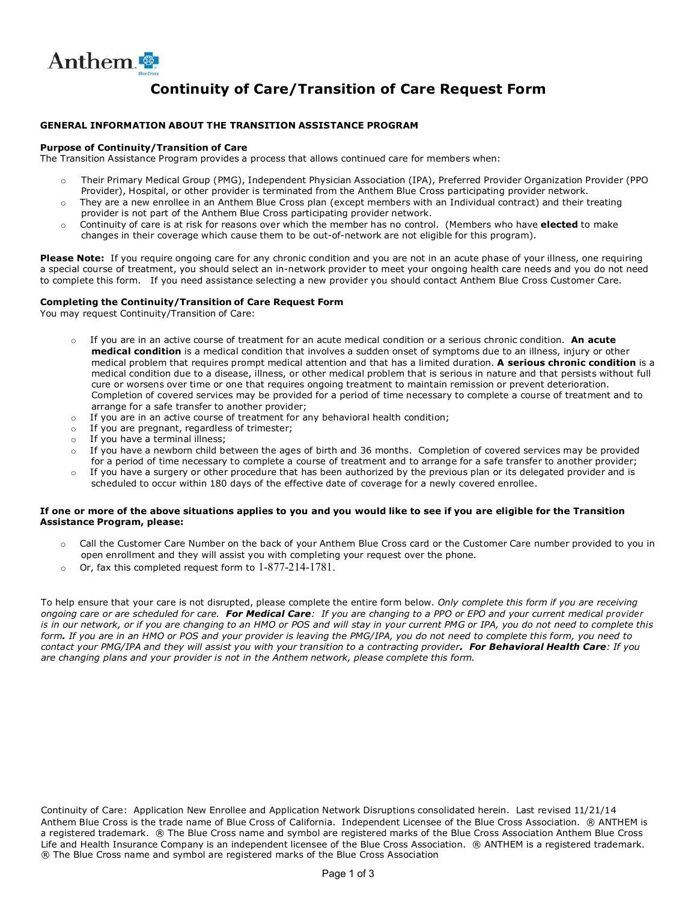Anthem Blue Cross

# Continuity of Care/Transition of Care Request Form

## GENERAL INFORMATION ABOUT THE TRANSITION ASSISTANCE PROGRAM

### Purpose of Continuity/Transition of Care

The Transition Assistance Program provides a process that allows continued care for members when:

- Their Primary Medical Group (PMG), Independent Physician Association (IPA), Preferred Provider Organization Provider (PPO Provider), Hospital, or other provider is terminated from the Anthem Blue Cross participating provider network.
- They are a new enrollee in an Anthem Blue Cross plan (except members with an Individual contract) and their treating provider is not part of the Anthem Blue Cross participating provider network.
- Continuity of care is at risk for reasons over which the member has no control. (Members who have **elected** to make changes in their coverage which cause them to be out-of-network are not eligible for this program).

**Please Note:** If you require ongoing care for any chronic condition and you are not in an acute phase of your illness, one requiring a special course of treatment, you should select an in-network provider to meet your ongoing health care needs and you do not need to complete this form. If you need assistance selecting a new provider you should contact Anthem Blue Cross Customer Care.

### Completing the Continuity/Transition of Care Request Form

You may request Continuity/Transition of Care:

- If you are in an active course of treatment for an acute medical condition or a serious chronic condition. **An acute medical condition** is a medical condition that involves a sudden onset of symptoms due to an illness, injury or other medical problem that requires prompt medical attention and that has a limited duration. **A serious chronic condition** is a medical condition due to a disease, illness, or other medical problem that is serious in nature and that persists without full cure or worsens over time or one that requires ongoing treatment to maintain remission or prevent deterioration. Completion of covered services may be provided for a period of time necessary to complete a course of treatment and to arrange for a safe transfer to another provider;
- If you are in an active course of treatment for any behavioral health condition;
- If you are pregnant, regardless of trimester;
- If you have a terminal illness;
- If you have a newborn child between the ages of birth and 36 months. Completion of covered services may be provided for a period of time necessary to complete a course of treatment and to arrange for a safe transfer to another provider;
- If you have a surgery or other procedure that has been authorized by the previous plan or its delegated provider and is scheduled to occur within 180 days of the effective date of coverage for a newly covered enrollee.

**If one or more of the above situations applies to you and you would like to see if you are eligible for the Transition Assistance Program, please:**

- Call the Customer Care Number on the back of your Anthem Blue Cross card or the Customer Care number provided to you in open enrollment and they will assist you with completing your request over the phone.
- Or, fax this completed request form to 1-877-214-1781.

To help ensure that your care is not disrupted, please complete the entire form below. *Only complete this form if you are receiving ongoing care or are scheduled for care.* ***For Medical Care****: If you are changing to a PPO or EPO and your current medical provider is in our network, or if you are changing to an HMO or POS and will stay in your current PMG or IPA, you do not need to complete this form.* *If you are in an HMO or POS and your provider is leaving the PMG/IPA, you do not need to complete this form, you need to contact your PMG/IPA and they will assist you with your transition to a contracting provider.* ***For Behavioral Health Care****: If you are changing plans and your provider is not in the Anthem network, please complete this form.*

Continuity of Care: Application New Enrollee and Application Network Disruptions consolidated herein. Last revised 11/21/14
Anthem Blue Cross is the trade name of Blue Cross of California. Independent Licensee of the Blue Cross Association. ® ANTHEM is a registered trademark. ® The Blue Cross name and symbol are registered marks of the Blue Cross Association Anthem Blue Cross Life and Health Insurance Company is an independent licensee of the Blue Cross Association. ® ANTHEM is a registered trademark. ® The Blue Cross name and symbol are registered marks of the Blue Cross Association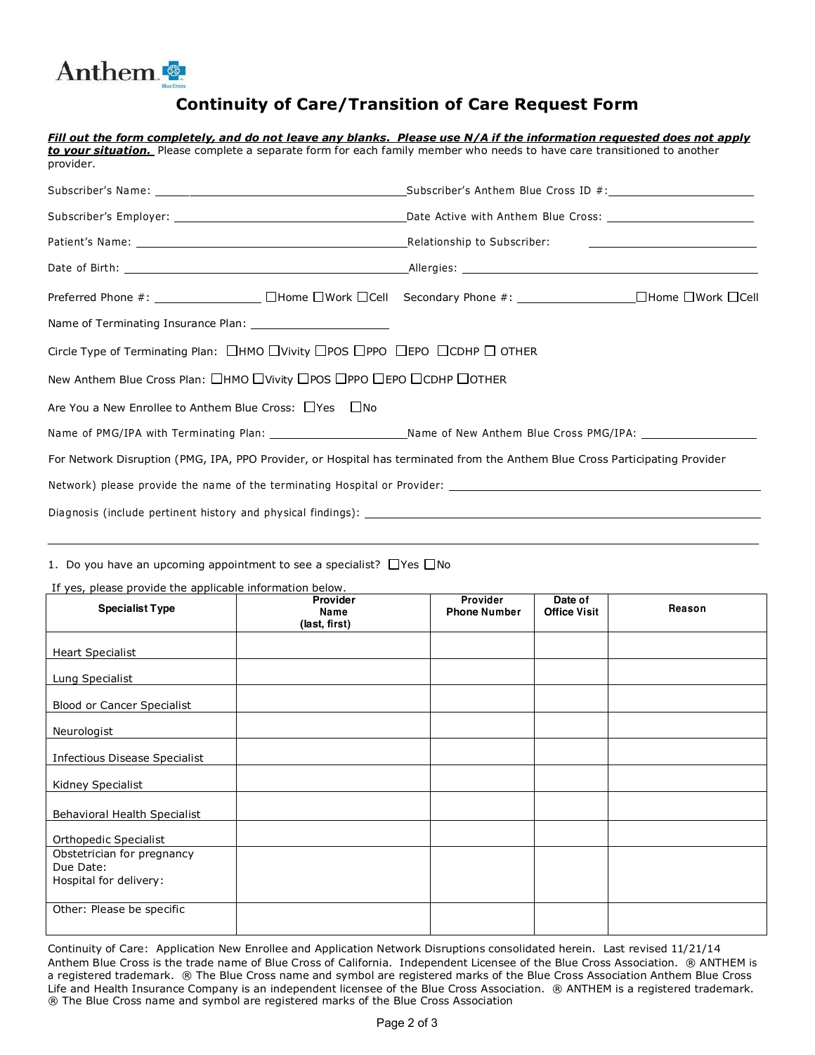Anthem Blue Cross

# Continuity of Care/Transition of Care Request Form

***Fill out the form completely, and do not leave any blanks. Please use N/A if the information requested does not apply to your situation.*** Please complete a separate form for each family member who needs to have care transitioned to another provider.

Subscriber's Name: ______________________ Subscriber's Anthem Blue Cross ID #: ______________________

Subscriber's Employer: ______________________ Date Active with Anthem Blue Cross: ______________________

Patient's Name: ______________________ Relationship to Subscriber: ______________________

Date of Birth: ______________________ Allergies: ______________________

Preferred Phone #: ______________ ☐Home ☐Work ☐Cell Secondary Phone #: ______________ ☐Home ☐Work ☐Cell

Name of Terminating Insurance Plan: ______________________

Circle Type of Terminating Plan: ☐HMO ☐Vivity ☐POS ☐PPO ☐EPO ☐CDHP ☐ OTHER

New Anthem Blue Cross Plan: ☐HMO ☐Vivity ☐POS ☐PPO ☐EPO ☐CDHP ☐OTHER

Are You a New Enrollee to Anthem Blue Cross: ☐Yes ☐No

Name of PMG/IPA with Terminating Plan: ______________________ Name of New Anthem Blue Cross PMG/IPA: ______________________

For Network Disruption (PMG, IPA, PPO Provider, or Hospital has terminated from the Anthem Blue Cross Participating Provider Network) please provide the name of the terminating Hospital or Provider: ______________________

Diagnosis (include pertinent history and physical findings): ______________________

______________________________________________________________________

1. Do you have an upcoming appointment to see a specialist? ☐Yes ☐No

If yes, please provide the applicable information below.

| Specialist Type | Provider Name (last, first) | Provider Phone Number | Date of Office Visit | Reason |
|---|---|---|---|---|
| Heart Specialist | | | | |
| Lung Specialist | | | | |
| Blood or Cancer Specialist | | | | |
| Neurologist | | | | |
| Infectious Disease Specialist | | | | |
| Kidney Specialist | | | | |
| Behavioral Health Specialist | | | | |
| Orthopedic Specialist | | | | |
| Obstetrician for pregnancy<br>Due Date:<br>Hospital for delivery: | | | | |
| Other: Please be specific | | | | |

Continuity of Care: Application New Enrollee and Application Network Disruptions consolidated herein. Last revised 11/21/14
Anthem Blue Cross is the trade name of Blue Cross of California. Independent Licensee of the Blue Cross Association. ® ANTHEM is a registered trademark. ® The Blue Cross name and symbol are registered marks of the Blue Cross Association Anthem Blue Cross Life and Health Insurance Company is an independent licensee of the Blue Cross Association. ® ANTHEM is a registered trademark. ® The Blue Cross name and symbol are registered marks of the Blue Cross Association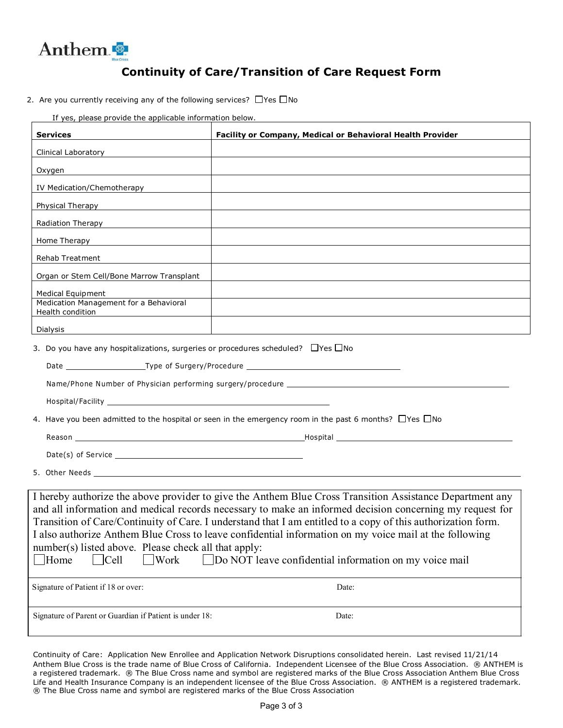Anthem

# Continuity of Care/Transition of Care Request Form

2. Are you currently receiving any of the following services? ☐Yes ☐No

If yes, please provide the applicable information below.

| Services | Facility or Company, Medical or Behavioral Health Provider |
|---|---|
| Clinical Laboratory | |
| Oxygen | |
| IV Medication/Chemotherapy | |
| Physical Therapy | |
| Radiation Therapy | |
| Home Therapy | |
| Rehab Treatment | |
| Organ or Stem Cell/Bone Marrow Transplant | |
| Medical Equipment | |
| Medication Management for a Behavioral Health condition | |
| Dialysis | |

3. Do you have any hospitalizations, surgeries or procedures scheduled? ☐Yes ☐No

Date ________________ Type of Surgery/Procedure ________________________________

Name/Phone Number of Physician performing surgery/procedure ________________________________

Hospital/Facility ________________________________

4. Have you been admitted to the hospital or seen in the emergency room in the past 6 months? ☐Yes ☐No

Reason ________________________________ Hospital ________________________________

Date(s) of Service ________________________________

5. Other Needs ________________________________

I hereby authorize the above provider to give the Anthem Blue Cross Transition Assistance Department any and all information and medical records necessary to make an informed decision concerning my request for Transition of Care/Continuity of Care. I understand that I am entitled to a copy of this authorization form. I also authorize Anthem Blue Cross to leave confidential information on my voice mail at the following number(s) listed above. Please check all that apply:

☐Home ☐Cell ☐Work ☐Do NOT leave confidential information on my voice mail

| | |
|---|---|
| Signature of Patient if 18 or over: | Date: |
| Signature of Parent or Guardian if Patient is under 18: | Date: |

Continuity of Care: Application New Enrollee and Application Network Disruptions consolidated herein. Last revised 11/21/14
Anthem Blue Cross is the trade name of Blue Cross of California. Independent Licensee of the Blue Cross Association. ® ANTHEM is a registered trademark. ® The Blue Cross name and symbol are registered marks of the Blue Cross Association Anthem Blue Cross Life and Health Insurance Company is an independent licensee of the Blue Cross Association. ® ANTHEM is a registered trademark. ® The Blue Cross name and symbol are registered marks of the Blue Cross Association